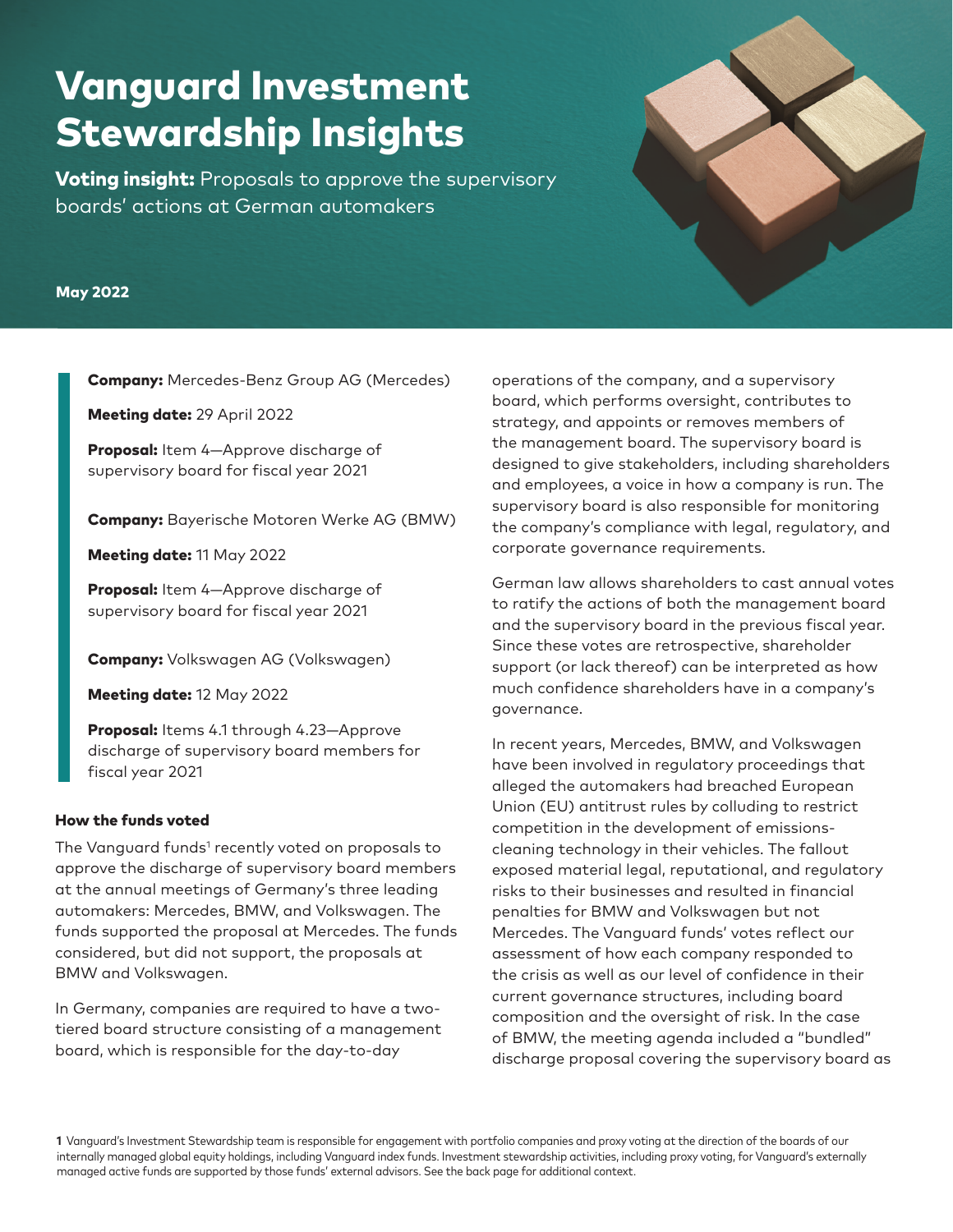# Vanguard Investment Stewardship Insights

**Voting insight:** Proposals to approve the supervisory boards' actions at German automakers

**May 2022**

**Company:** Mercedes-Benz Group AG (Mercedes)

**Meeting date:** 29 April 2022

**Proposal:** Item 4—Approve discharge of supervisory board for fiscal year 2021

**Company:** Bayerische Motoren Werke AG (BMW)

**Meeting date:** 11 May 2022

**Proposal:** Item 4—Approve discharge of supervisory board for fiscal year 2021

**Company:** Volkswagen AG (Volkswagen)

**Meeting date:** 12 May 2022

**Proposal:** Items 4.1 through 4.23—Approve discharge of supervisory board members for fiscal year 2021

### How the funds voted

The Vanguard funds[1] recently voted on proposals to approve the discharge of supervisory board members at the annual meetings of Germany's three leading automakers: Mercedes, BMW, and Volkswagen. The funds supported the proposal at Mercedes. The funds considered, but did not support, the proposals at BMW and Volkswagen.

In Germany, companies are required to have a two-tiered board structure consisting of a management board, which is responsible for the day-to-day operations of the company, and a supervisory board, which performs oversight, contributes to strategy, and appoints or removes members of the management board. The supervisory board is designed to give stakeholders, including shareholders and employees, a voice in how a company is run. The supervisory board is also responsible for monitoring the company's compliance with legal, regulatory, and corporate governance requirements.

German law allows shareholders to cast annual votes to ratify the actions of both the management board and the supervisory board in the previous fiscal year. Since these votes are retrospective, shareholder support (or lack thereof) can be interpreted as how much confidence shareholders have in a company's governance.

In recent years, Mercedes, BMW, and Volkswagen have been involved in regulatory proceedings that alleged the automakers had breached European Union (EU) antitrust rules by colluding to restrict competition in the development of emissions-cleaning technology in their vehicles. The fallout exposed material legal, reputational, and regulatory risks to their businesses and resulted in financial penalties for BMW and Volkswagen but not Mercedes. The Vanguard funds' votes reflect our assessment of how each company responded to the crisis as well as our level of confidence in their current governance structures, including board composition and the oversight of risk. In the case of BMW, the meeting agenda included a "bundled" discharge proposal covering the supervisory board as

1 Vanguard's Investment Stewardship team is responsible for engagement with portfolio companies and proxy voting at the direction of the boards of our internally managed global equity holdings, including Vanguard index funds. Investment stewardship activities, including proxy voting, for Vanguard's externally managed active funds are supported by those funds' external advisors. See the back page for additional context.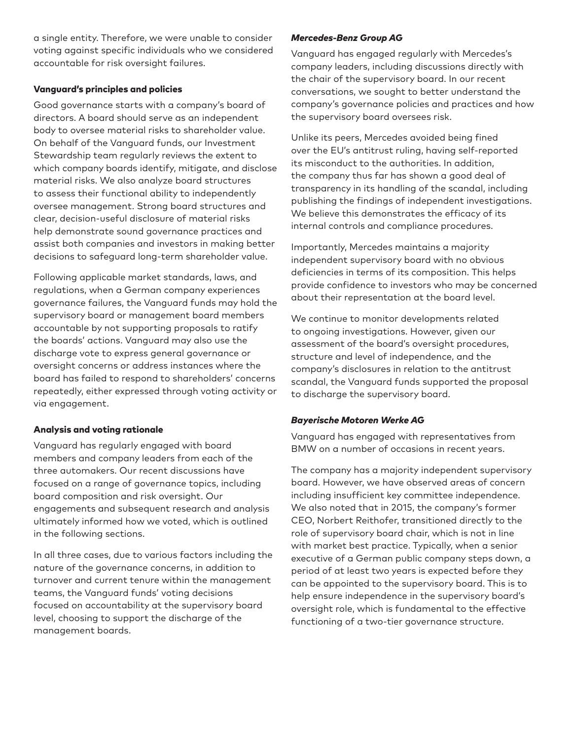a single entity. Therefore, we were unable to consider voting against specific individuals who we considered accountable for risk oversight failures.

### Vanguard's principles and policies

Good governance starts with a company's board of directors. A board should serve as an independent body to oversee material risks to shareholder value. On behalf of the Vanguard funds, our Investment Stewardship team regularly reviews the extent to which company boards identify, mitigate, and disclose material risks. We also analyze board structures to assess their functional ability to independently oversee management. Strong board structures and clear, decision-useful disclosure of material risks help demonstrate sound governance practices and assist both companies and investors in making better decisions to safeguard long-term shareholder value.

Following applicable market standards, laws, and regulations, when a German company experiences governance failures, the Vanguard funds may hold the supervisory board or management board members accountable by not supporting proposals to ratify the boards' actions. Vanguard may also use the discharge vote to express general governance or oversight concerns or address instances where the board has failed to respond to shareholders' concerns repeatedly, either expressed through voting activity or via engagement.

### Analysis and voting rationale

Vanguard has regularly engaged with board members and company leaders from each of the three automakers. Our recent discussions have focused on a range of governance topics, including board composition and risk oversight. Our engagements and subsequent research and analysis ultimately informed how we voted, which is outlined in the following sections.

In all three cases, due to various factors including the nature of the governance concerns, in addition to turnover and current tenure within the management teams, the Vanguard funds' voting decisions focused on accountability at the supervisory board level, choosing to support the discharge of the management boards.

#### *Mercedes-Benz Group AG*

Vanguard has engaged regularly with Mercedes's company leaders, including discussions directly with the chair of the supervisory board. In our recent conversations, we sought to better understand the company's governance policies and practices and how the supervisory board oversees risk.

Unlike its peers, Mercedes avoided being fined over the EU's antitrust ruling, having self-reported its misconduct to the authorities. In addition, the company thus far has shown a good deal of transparency in its handling of the scandal, including publishing the findings of independent investigations. We believe this demonstrates the efficacy of its internal controls and compliance procedures.

Importantly, Mercedes maintains a majority independent supervisory board with no obvious deficiencies in terms of its composition. This helps provide confidence to investors who may be concerned about their representation at the board level.

We continue to monitor developments related to ongoing investigations. However, given our assessment of the board's oversight procedures, structure and level of independence, and the company's disclosures in relation to the antitrust scandal, the Vanguard funds supported the proposal to discharge the supervisory board.

#### *Bayerische Motoren Werke AG*

Vanguard has engaged with representatives from BMW on a number of occasions in recent years.

The company has a majority independent supervisory board. However, we have observed areas of concern including insufficient key committee independence. We also noted that in 2015, the company's former CEO, Norbert Reithofer, transitioned directly to the role of supervisory board chair, which is not in line with market best practice. Typically, when a senior executive of a German public company steps down, a period of at least two years is expected before they can be appointed to the supervisory board. This is to help ensure independence in the supervisory board's oversight role, which is fundamental to the effective functioning of a two-tier governance structure.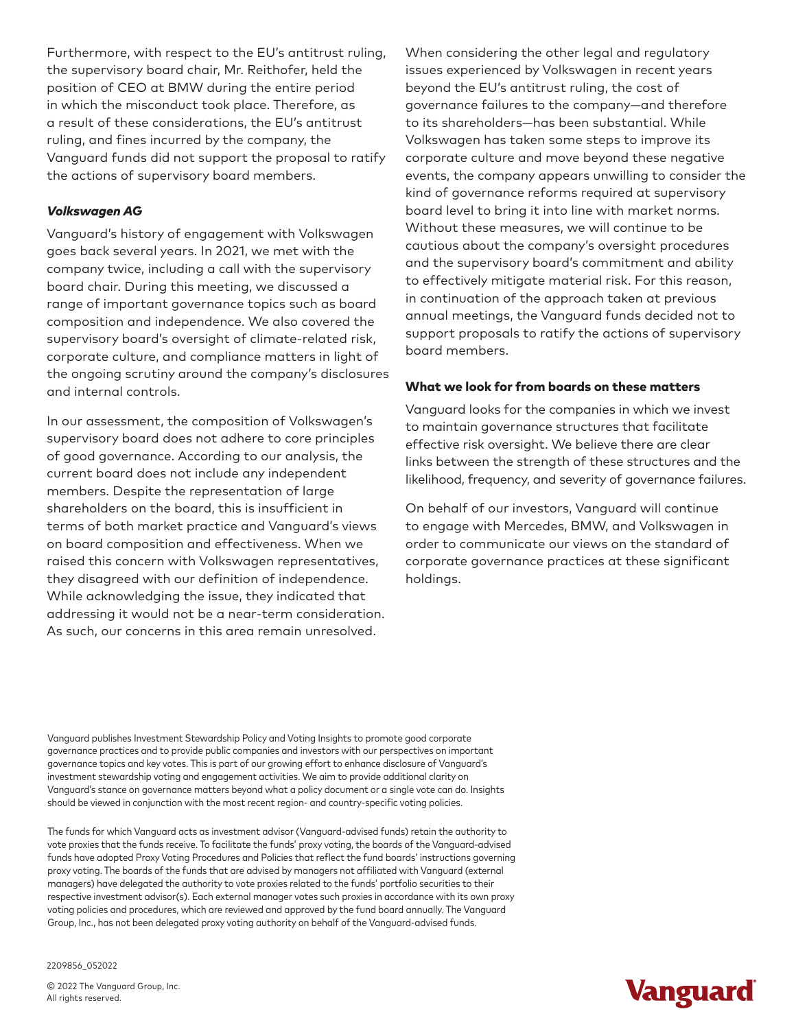Furthermore, with respect to the EU's antitrust ruling, the supervisory board chair, Mr. Reithofer, held the position of CEO at BMW during the entire period in which the misconduct took place. Therefore, as a result of these considerations, the EU's antitrust ruling, and fines incurred by the company, the Vanguard funds did not support the proposal to ratify the actions of supervisory board members.

### *Volkswagen AG*

Vanguard's history of engagement with Volkswagen goes back several years. In 2021, we met with the company twice, including a call with the supervisory board chair. During this meeting, we discussed a range of important governance topics such as board composition and independence. We also covered the supervisory board's oversight of climate-related risk, corporate culture, and compliance matters in light of the ongoing scrutiny around the company's disclosures and internal controls.

In our assessment, the composition of Volkswagen's supervisory board does not adhere to core principles of good governance. According to our analysis, the current board does not include any independent members. Despite the representation of large shareholders on the board, this is insufficient in terms of both market practice and Vanguard's views on board composition and effectiveness. When we raised this concern with Volkswagen representatives, they disagreed with our definition of independence. While acknowledging the issue, they indicated that addressing it would not be a near-term consideration. As such, our concerns in this area remain unresolved.

When considering the other legal and regulatory issues experienced by Volkswagen in recent years beyond the EU's antitrust ruling, the cost of governance failures to the company—and therefore to its shareholders—has been substantial. While Volkswagen has taken some steps to improve its corporate culture and move beyond these negative events, the company appears unwilling to consider the kind of governance reforms required at supervisory board level to bring it into line with market norms. Without these measures, we will continue to be cautious about the company's oversight procedures and the supervisory board's commitment and ability to effectively mitigate material risk. For this reason, in continuation of the approach taken at previous annual meetings, the Vanguard funds decided not to support proposals to ratify the actions of supervisory board members.

### What we look for from boards on these matters

Vanguard looks for the companies in which we invest to maintain governance structures that facilitate effective risk oversight. We believe there are clear links between the strength of these structures and the likelihood, frequency, and severity of governance failures.

On behalf of our investors, Vanguard will continue to engage with Mercedes, BMW, and Volkswagen in order to communicate our views on the standard of corporate governance practices at these significant holdings.

Vanguard publishes Investment Stewardship Policy and Voting Insights to promote good corporate governance practices and to provide public companies and investors with our perspectives on important governance topics and key votes. This is part of our growing effort to enhance disclosure of Vanguard's investment stewardship voting and engagement activities. We aim to provide additional clarity on Vanguard's stance on governance matters beyond what a policy document or a single vote can do. Insights should be viewed in conjunction with the most recent region- and country-specific voting policies.

The funds for which Vanguard acts as investment advisor (Vanguard-advised funds) retain the authority to vote proxies that the funds receive. To facilitate the funds' proxy voting, the boards of the Vanguard-advised funds have adopted Proxy Voting Procedures and Policies that reflect the fund boards' instructions governing proxy voting. The boards of the funds that are advised by managers not affiliated with Vanguard (external managers) have delegated the authority to vote proxies related to the funds' portfolio securities to their respective investment advisor(s). Each external manager votes such proxies in accordance with its own proxy voting policies and procedures, which are reviewed and approved by the fund board annually. The Vanguard Group, Inc., has not been delegated proxy voting authority on behalf of the Vanguard-advised funds.

2209856_052022

© 2022 The Vanguard Group, Inc.
All rights reserved.

Vanguard